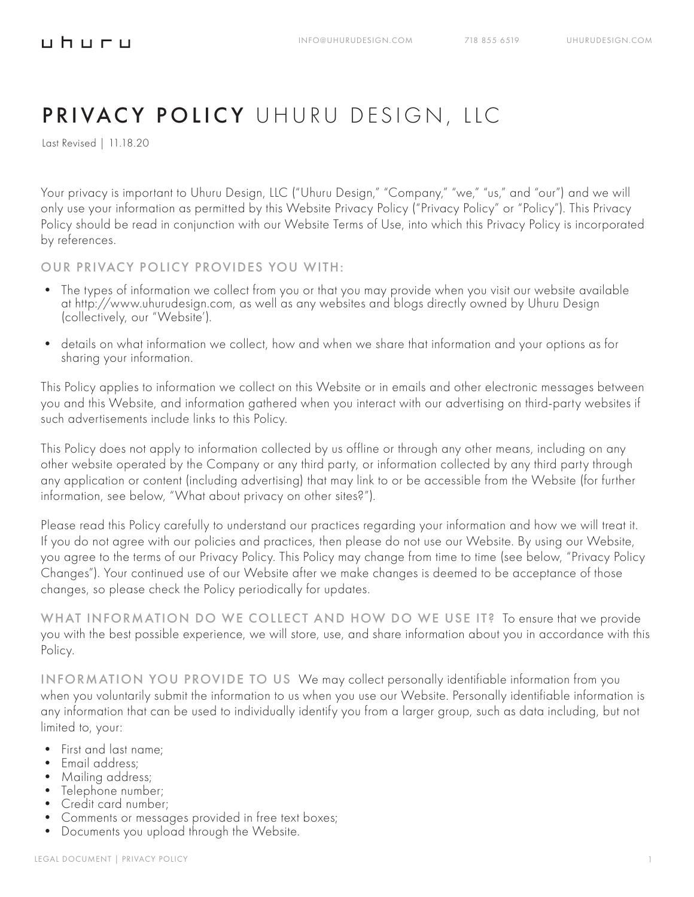# PRIVACY POLICY UHURU DESIGN, LLC

Last Revised | 11.18.20

Your privacy is important to Uhuru Design, LLC ("Uhuru Design," "Company," "we," "us," and "our") and we will only use your information as permitted by this Website Privacy Policy ("Privacy Policy" or "Policy"). This Privacy Policy should be read in conjunction with our Website Terms of Use, into which this Privacy Policy is incorporated by references.

## OUR PRIVACY POLICY PROVIDES YOU WITH:

- The types of information we collect from you or that you may provide when you visit our website available at http://www.uhurudesign.com, as well as any websites and blogs directly owned by Uhuru Design (collectively, our "Website').
- details on what information we collect, how and when we share that information and your options as for sharing your information.

This Policy applies to information we collect on this Website or in emails and other electronic messages between you and this Website, and information gathered when you interact with our advertising on third-party websites if such advertisements include links to this Policy.

This Policy does not apply to information collected by us offline or through any other means, including on any other website operated by the Company or any third party, or information collected by any third party through any application or content (including advertising) that may link to or be accessible from the Website (for further information, see below, "What about privacy on other sites?").

Please read this Policy carefully to understand our practices regarding your information and how we will treat it. If you do not agree with our policies and practices, then please do not use our Website. By using our Website, you agree to the terms of our Privacy Policy. This Policy may change from time to time (see below, "Privacy Policy Changes"). Your continued use of our Website after we make changes is deemed to be acceptance of those changes, so please check the Policy periodically for updates.

**WHAT INFORMATION DO WE COLLECT AND HOW DO WE USE IT?** To ensure that we provide you with the best possible experience, we will store, use, and share information about you in accordance with this Policy.

**INFORMATION YOU PROVIDE TO US** We may collect personally identifiable information from you when you voluntarily submit the information to us when you use our Website. Personally identifiable information is any information that can be used to individually identify you from a larger group, such as data including, but not limited to, your:

- First and last name;
- Email address;
- Mailing address;
- Telephone number;
- Credit card number;
- Comments or messages provided in free text boxes;
- Documents you upload through the Website.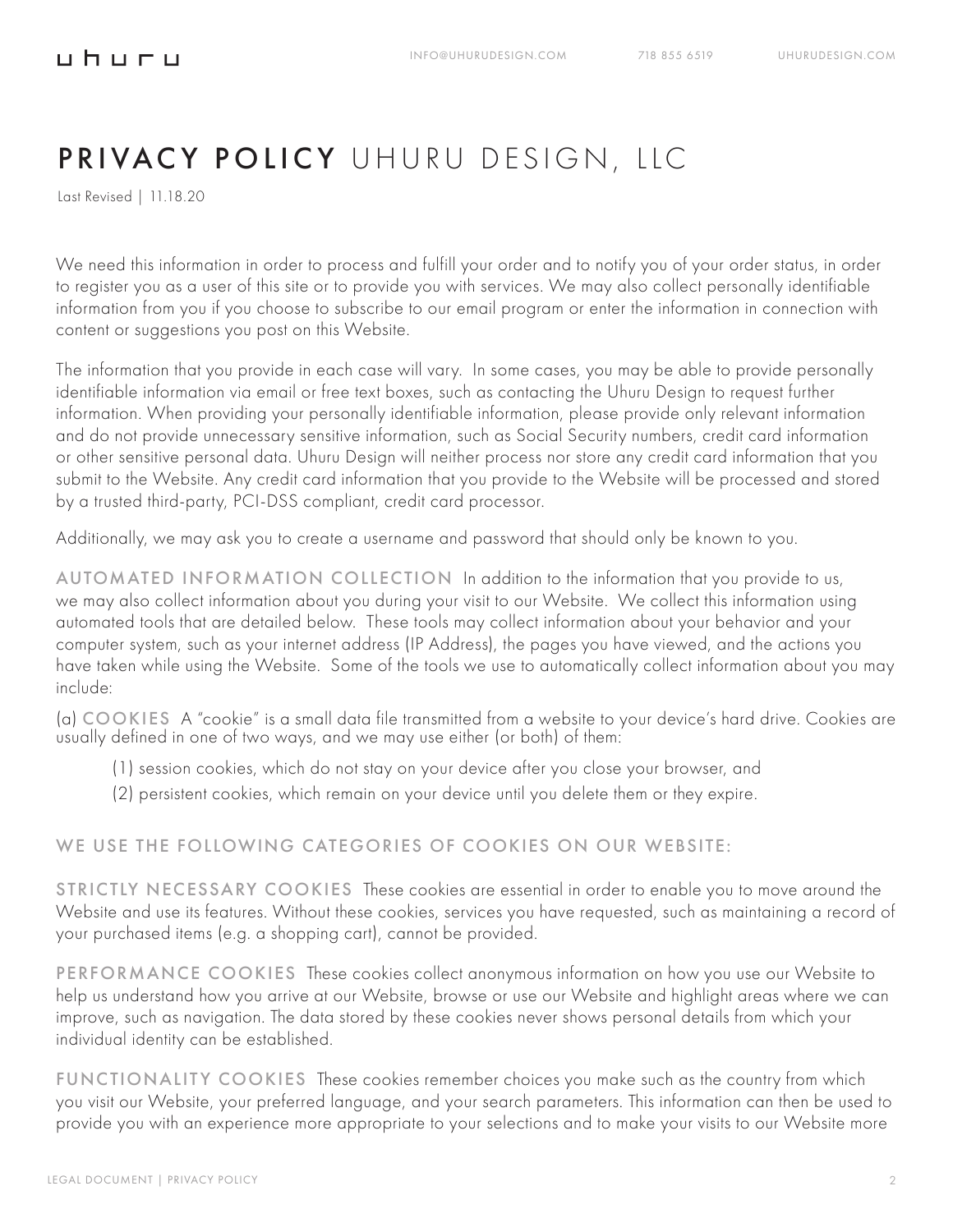# PRIVACY POLICY UHURU DESIGN, LLC

Last Revised | 11.18.20

We need this information in order to process and fulfill your order and to notify you of your order status, in order to register you as a user of this site or to provide you with services. We may also collect personally identifiable information from you if you choose to subscribe to our email program or enter the information in connection with content or suggestions you post on this Website.

The information that you provide in each case will vary. In some cases, you may be able to provide personally identifiable information via email or free text boxes, such as contacting the Uhuru Design to request further information. When providing your personally identifiable information, please provide only relevant information and do not provide unnecessary sensitive information, such as Social Security numbers, credit card information or other sensitive personal data. Uhuru Design will neither process nor store any credit card information that you submit to the Website. Any credit card information that you provide to the Website will be processed and stored by a trusted third-party, PCI-DSS compliant, credit card processor.

Additionally, we may ask you to create a username and password that should only be known to you.

**AUTOMATED INFORMATION COLLECTION** In addition to the information that you provide to us, we may also collect information about you during your visit to our Website. We collect this information using automated tools that are detailed below. These tools may collect information about your behavior and your computer system, such as your internet address (IP Address), the pages you have viewed, and the actions you have taken while using the Website. Some of the tools we use to automatically collect information about you may include:

(a) **COOKIES** A "cookie" is a small data file transmitted from a website to your device's hard drive. Cookies are usually defined in one of two ways, and we may use either (or both) of them:

(1) session cookies, which do not stay on your device after you close your browser, and

(2) persistent cookies, which remain on your device until you delete them or they expire.

## WE USE THE FOLLOWING CATEGORIES OF COOKIES ON OUR WEBSITE:

**STRICTLY NECESSARY COOKIES** These cookies are essential in order to enable you to move around the Website and use its features. Without these cookies, services you have requested, such as maintaining a record of your purchased items (e.g. a shopping cart), cannot be provided.

**PERFORMANCE COOKIES** These cookies collect anonymous information on how you use our Website to help us understand how you arrive at our Website, browse or use our Website and highlight areas where we can improve, such as navigation. The data stored by these cookies never shows personal details from which your individual identity can be established.

**FUNCTIONALITY COOKIES** These cookies remember choices you make such as the country from which you visit our Website, your preferred language, and your search parameters. This information can then be used to provide you with an experience more appropriate to your selections and to make your visits to our Website more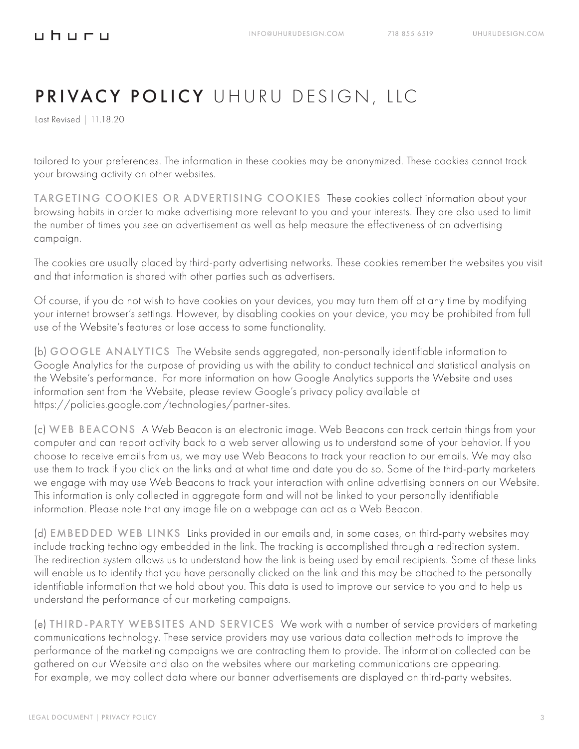tailored to your preferences. The information in these cookies may be anonymized. These cookies cannot track your browsing activity on other websites.

**TARGETING COOKIES OR ADVERTISING COOKIES** These cookies collect information about your browsing habits in order to make advertising more relevant to you and your interests. They are also used to limit the number of times you see an advertisement as well as help measure the effectiveness of an advertising campaign.

The cookies are usually placed by third-party advertising networks. These cookies remember the websites you visit and that information is shared with other parties such as advertisers.

Of course, if you do not wish to have cookies on your devices, you may turn them off at any time by modifying your internet browser's settings. However, by disabling cookies on your device, you may be prohibited from full use of the Website's features or lose access to some functionality.

(b) **GOOGLE ANALYTICS** The Website sends aggregated, non-personally identifiable information to Google Analytics for the purpose of providing us with the ability to conduct technical and statistical analysis on the Website's performance. For more information on how Google Analytics supports the Website and uses information sent from the Website, please review Google's privacy policy available at https://policies.google.com/technologies/partner-sites.

(c) **WEB BEACONS** A Web Beacon is an electronic image. Web Beacons can track certain things from your computer and can report activity back to a web server allowing us to understand some of your behavior. If you choose to receive emails from us, we may use Web Beacons to track your reaction to our emails. We may also use them to track if you click on the links and at what time and date you do so. Some of the third-party marketers we engage with may use Web Beacons to track your interaction with online advertising banners on our Website. This information is only collected in aggregate form and will not be linked to your personally identifiable information. Please note that any image file on a webpage can act as a Web Beacon.

(d) **EMBEDDED WEB LINKS** Links provided in our emails and, in some cases, on third-party websites may include tracking technology embedded in the link. The tracking is accomplished through a redirection system. The redirection system allows us to understand how the link is being used by email recipients. Some of these links will enable us to identify that you have personally clicked on the link and this may be attached to the personally identifiable information that we hold about you. This data is used to improve our service to you and to help us understand the performance of our marketing campaigns.

(e) **THIRD-PARTY WEBSITES AND SERVICES** We work with a number of service providers of marketing communications technology. These service providers may use various data collection methods to improve the performance of the marketing campaigns we are contracting them to provide. The information collected can be gathered on our Website and also on the websites where our marketing communications are appearing. For example, we may collect data where our banner advertisements are displayed on third-party websites.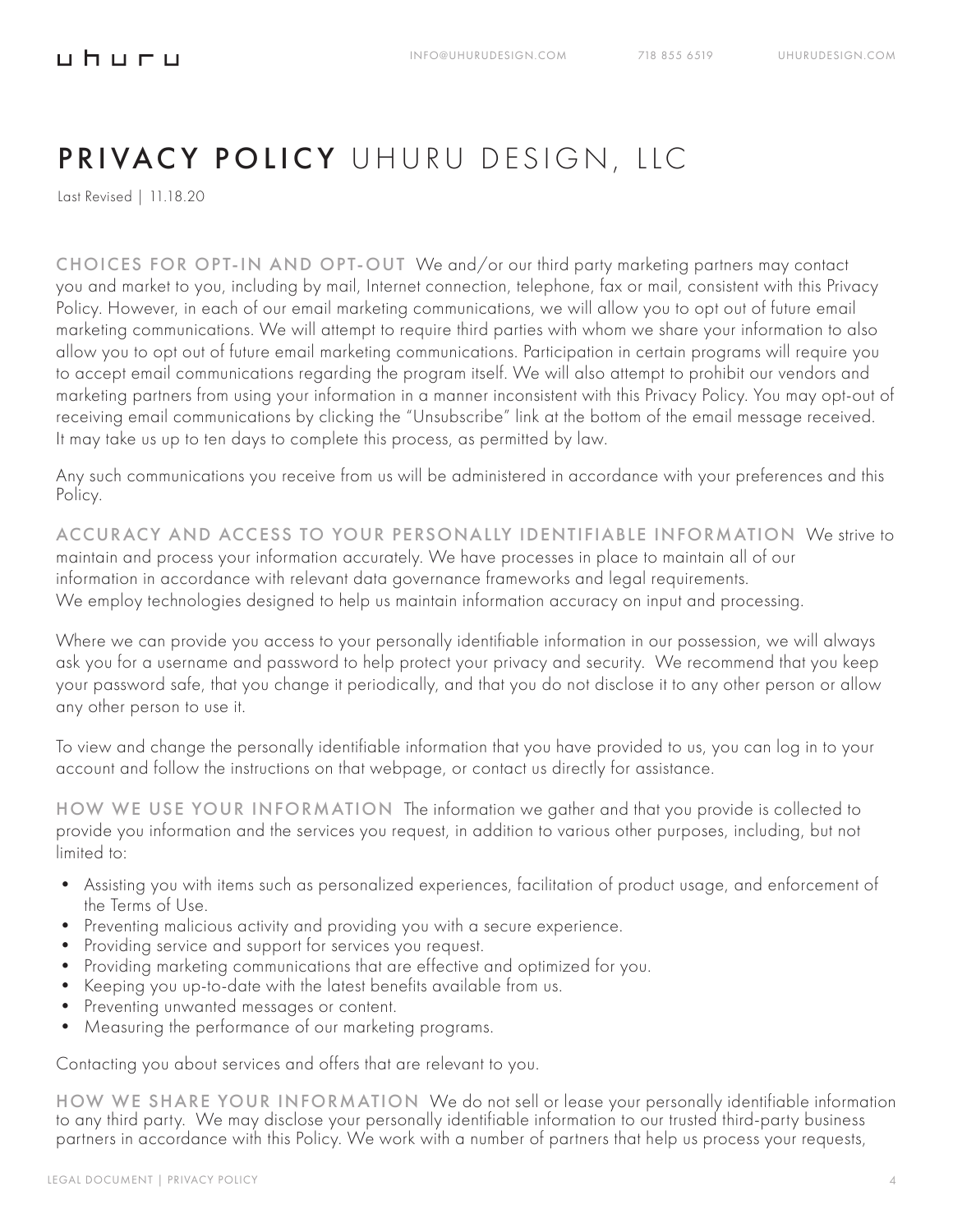# PRIVACY POLICY UHURU DESIGN, LLC

Last Revised | 11.18.20

**CHOICES FOR OPT-IN AND OPT-OUT** We and/or our third party marketing partners may contact you and market to you, including by mail, Internet connection, telephone, fax or mail, consistent with this Privacy Policy. However, in each of our email marketing communications, we will allow you to opt out of future email marketing communications. We will attempt to require third parties with whom we share your information to also allow you to opt out of future email marketing communications. Participation in certain programs will require you to accept email communications regarding the program itself. We will also attempt to prohibit our vendors and marketing partners from using your information in a manner inconsistent with this Privacy Policy. You may opt-out of receiving email communications by clicking the "Unsubscribe" link at the bottom of the email message received. It may take us up to ten days to complete this process, as permitted by law.

Any such communications you receive from us will be administered in accordance with your preferences and this Policy.

**ACCURACY AND ACCESS TO YOUR PERSONALLY IDENTIFIABLE INFORMATION** We strive to maintain and process your information accurately. We have processes in place to maintain all of our information in accordance with relevant data governance frameworks and legal requirements. We employ technologies designed to help us maintain information accuracy on input and processing.

Where we can provide you access to your personally identifiable information in our possession, we will always ask you for a username and password to help protect your privacy and security. We recommend that you keep your password safe, that you change it periodically, and that you do not disclose it to any other person or allow any other person to use it.

To view and change the personally identifiable information that you have provided to us, you can log in to your account and follow the instructions on that webpage, or contact us directly for assistance.

**HOW WE USE YOUR INFORMATION** The information we gather and that you provide is collected to provide you information and the services you request, in addition to various other purposes, including, but not limited to:

- Assisting you with items such as personalized experiences, facilitation of product usage, and enforcement of the Terms of Use.
- Preventing malicious activity and providing you with a secure experience.
- Providing service and support for services you request.
- Providing marketing communications that are effective and optimized for you.
- Keeping you up-to-date with the latest benefits available from us.
- Preventing unwanted messages or content.
- Measuring the performance of our marketing programs.

Contacting you about services and offers that are relevant to you.

**HOW WE SHARE YOUR INFORMATION** We do not sell or lease your personally identifiable information to any third party. We may disclose your personally identifiable information to our trusted third-party business partners in accordance with this Policy. We work with a number of partners that help us process your requests,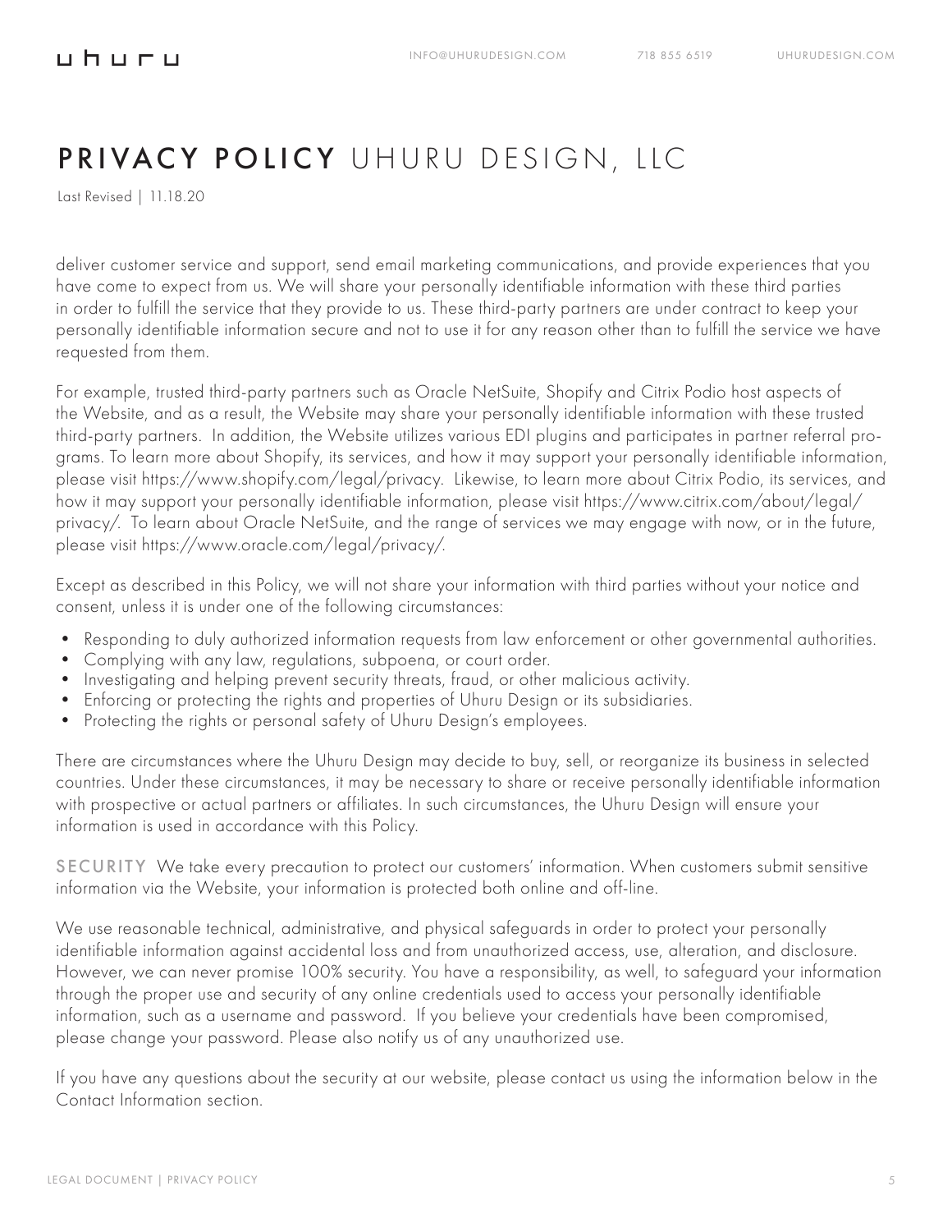deliver customer service and support, send email marketing communications, and provide experiences that you have come to expect from us. We will share your personally identifiable information with these third parties in order to fulfill the service that they provide to us. These third-party partners are under contract to keep your personally identifiable information secure and not to use it for any reason other than to fulfill the service we have requested from them.

For example, trusted third-party partners such as Oracle NetSuite, Shopify and Citrix Podio host aspects of the Website, and as a result, the Website may share your personally identifiable information with these trusted third-party partners. In addition, the Website utilizes various EDI plugins and participates in partner referral programs. To learn more about Shopify, its services, and how it may support your personally identifiable information, please visit https://www.shopify.com/legal/privacy. Likewise, to learn more about Citrix Podio, its services, and how it may support your personally identifiable information, please visit https://www.citrix.com/about/legal/privacy/. To learn about Oracle NetSuite, and the range of services we may engage with now, or in the future, please visit https://www.oracle.com/legal/privacy/.

Except as described in this Policy, we will not share your information with third parties without your notice and consent, unless it is under one of the following circumstances:

- Responding to duly authorized information requests from law enforcement or other governmental authorities.
- Complying with any law, regulations, subpoena, or court order.
- Investigating and helping prevent security threats, fraud, or other malicious activity.
- Enforcing or protecting the rights and properties of Uhuru Design or its subsidiaries.
- Protecting the rights or personal safety of Uhuru Design's employees.

There are circumstances where the Uhuru Design may decide to buy, sell, or reorganize its business in selected countries. Under these circumstances, it may be necessary to share or receive personally identifiable information with prospective or actual partners or affiliates. In such circumstances, the Uhuru Design will ensure your information is used in accordance with this Policy.

**SECURITY** We take every precaution to protect our customers' information. When customers submit sensitive information via the Website, your information is protected both online and off-line.

We use reasonable technical, administrative, and physical safeguards in order to protect your personally identifiable information against accidental loss and from unauthorized access, use, alteration, and disclosure. However, we can never promise 100% security. You have a responsibility, as well, to safeguard your information through the proper use and security of any online credentials used to access your personally identifiable information, such as a username and password. If you believe your credentials have been compromised, please change your password. Please also notify us of any unauthorized use.

If you have any questions about the security at our website, please contact us using the information below in the Contact Information section.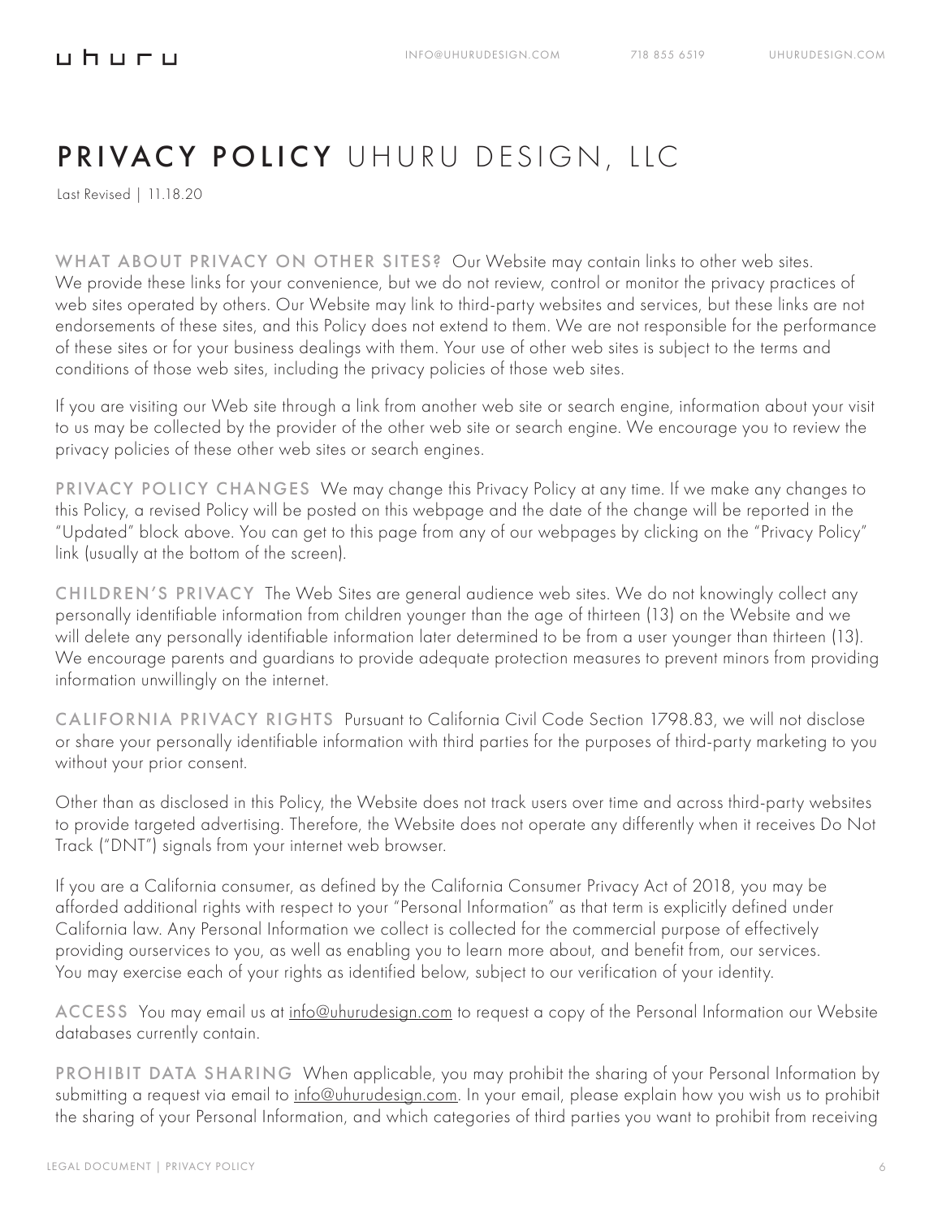# PRIVACY POLICY UHURU DESIGN, LLC

Last Revised | 11.18.20

**WHAT ABOUT PRIVACY ON OTHER SITES?** Our Website may contain links to other web sites. We provide these links for your convenience, but we do not review, control or monitor the privacy practices of web sites operated by others. Our Website may link to third-party websites and services, but these links are not endorsements of these sites, and this Policy does not extend to them. We are not responsible for the performance of these sites or for your business dealings with them. Your use of other web sites is subject to the terms and conditions of those web sites, including the privacy policies of those web sites.

If you are visiting our Web site through a link from another web site or search engine, information about your visit to us may be collected by the provider of the other web site or search engine. We encourage you to review the privacy policies of these other web sites or search engines.

**PRIVACY POLICY CHANGES** We may change this Privacy Policy at any time. If we make any changes to this Policy, a revised Policy will be posted on this webpage and the date of the change will be reported in the "Updated" block above. You can get to this page from any of our webpages by clicking on the "Privacy Policy" link (usually at the bottom of the screen).

**CHILDREN'S PRIVACY** The Web Sites are general audience web sites. We do not knowingly collect any personally identifiable information from children younger than the age of thirteen (13) on the Website and we will delete any personally identifiable information later determined to be from a user younger than thirteen (13). We encourage parents and guardians to provide adequate protection measures to prevent minors from providing information unwillingly on the internet.

**CALIFORNIA PRIVACY RIGHTS** Pursuant to California Civil Code Section 1798.83, we will not disclose or share your personally identifiable information with third parties for the purposes of third-party marketing to you without your prior consent.

Other than as disclosed in this Policy, the Website does not track users over time and across third-party websites to provide targeted advertising. Therefore, the Website does not operate any differently when it receives Do Not Track ("DNT") signals from your internet web browser.

If you are a California consumer, as defined by the California Consumer Privacy Act of 2018, you may be afforded additional rights with respect to your "Personal Information" as that term is explicitly defined under California law. Any Personal Information we collect is collected for the commercial purpose of effectively providing ourservices to you, as well as enabling you to learn more about, and benefit from, our services. You may exercise each of your rights as identified below, subject to our verification of your identity.

**ACCESS** You may email us at info@uhurudesign.com to request a copy of the Personal Information our Website databases currently contain.

**PROHIBIT DATA SHARING** When applicable, you may prohibit the sharing of your Personal Information by submitting a request via email to info@uhurudesign.com. In your email, please explain how you wish us to prohibit the sharing of your Personal Information, and which categories of third parties you want to prohibit from receiving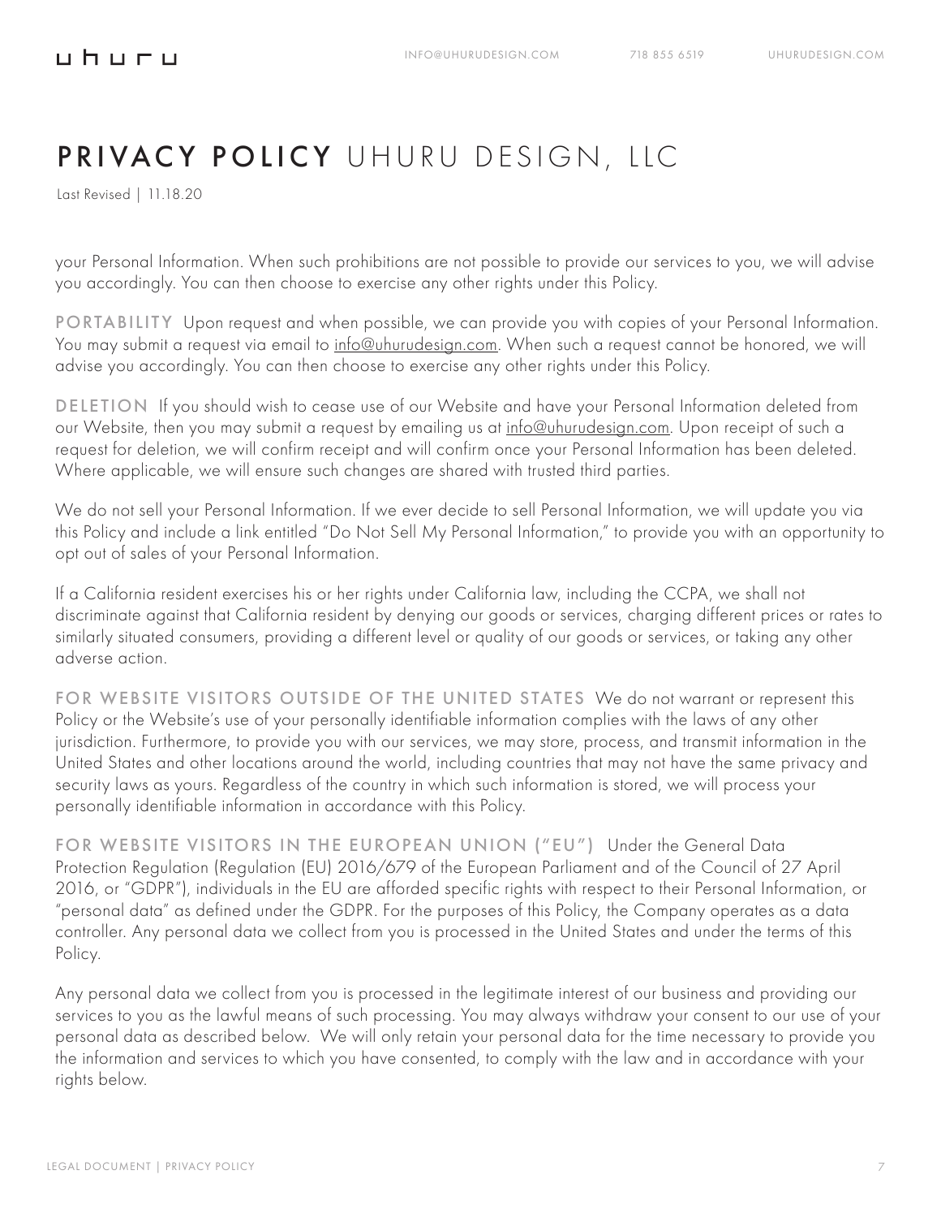your Personal Information. When such prohibitions are not possible to provide our services to you, we will advise you accordingly. You can then choose to exercise any other rights under this Policy.

**PORTABILITY** Upon request and when possible, we can provide you with copies of your Personal Information. You may submit a request via email to info@uhurudesign.com. When such a request cannot be honored, we will advise you accordingly. You can then choose to exercise any other rights under this Policy.

**DELETION** If you should wish to cease use of our Website and have your Personal Information deleted from our Website, then you may submit a request by emailing us at info@uhurudesign.com. Upon receipt of such a request for deletion, we will confirm receipt and will confirm once your Personal Information has been deleted. Where applicable, we will ensure such changes are shared with trusted third parties.

We do not sell your Personal Information. If we ever decide to sell Personal Information, we will update you via this Policy and include a link entitled "Do Not Sell My Personal Information," to provide you with an opportunity to opt out of sales of your Personal Information.

If a California resident exercises his or her rights under California law, including the CCPA, we shall not discriminate against that California resident by denying our goods or services, charging different prices or rates to similarly situated consumers, providing a different level or quality of our goods or services, or taking any other adverse action.

**FOR WEBSITE VISITORS OUTSIDE OF THE UNITED STATES** We do not warrant or represent this Policy or the Website's use of your personally identifiable information complies with the laws of any other jurisdiction. Furthermore, to provide you with our services, we may store, process, and transmit information in the United States and other locations around the world, including countries that may not have the same privacy and security laws as yours. Regardless of the country in which such information is stored, we will process your personally identifiable information in accordance with this Policy.

**FOR WEBSITE VISITORS IN THE EUROPEAN UNION ("EU")** Under the General Data Protection Regulation (Regulation (EU) 2016/679 of the European Parliament and of the Council of 27 April 2016, or "GDPR"), individuals in the EU are afforded specific rights with respect to their Personal Information, or "personal data" as defined under the GDPR. For the purposes of this Policy, the Company operates as a data controller. Any personal data we collect from you is processed in the United States and under the terms of this Policy.

Any personal data we collect from you is processed in the legitimate interest of our business and providing our services to you as the lawful means of such processing. You may always withdraw your consent to our use of your personal data as described below. We will only retain your personal data for the time necessary to provide you the information and services to which you have consented, to comply with the law and in accordance with your rights below.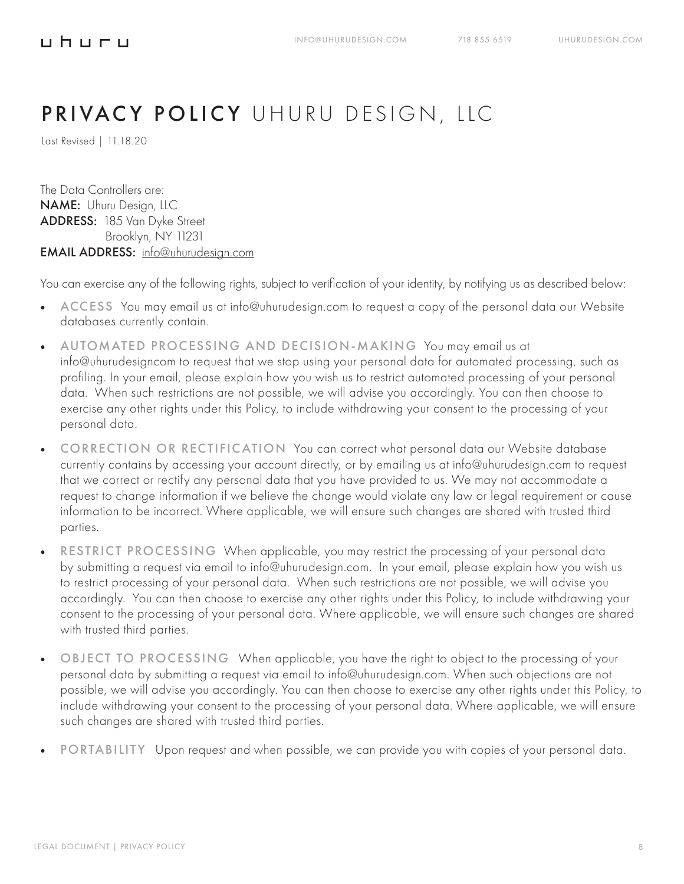# PRIVACY POLICY UHURU DESIGN, LLC

Last Revised | 11.18.20

The Data Controllers are:
**NAME:** Uhuru Design, LLC
**ADDRESS:** 185 Van Dyke Street
Brooklyn, NY 11231
**EMAIL ADDRESS:** info@uhurudesign.com

You can exercise any of the following rights, subject to verification of your identity, by notifying us as described below:

- **ACCESS** You may email us at info@uhurudesign.com to request a copy of the personal data our Website databases currently contain.
- **AUTOMATED PROCESSING AND DECISION-MAKING** You may email us at info@uhurudesigncom to request that we stop using your personal data for automated processing, such as profiling. In your email, please explain how you wish us to restrict automated processing of your personal data. When such restrictions are not possible, we will advise you accordingly. You can then choose to exercise any other rights under this Policy, to include withdrawing your consent to the processing of your personal data.
- **CORRECTION OR RECTIFICATION** You can correct what personal data our Website database currently contains by accessing your account directly, or by emailing us at info@uhurudesign.com to request that we correct or rectify any personal data that you have provided to us. We may not accommodate a request to change information if we believe the change would violate any law or legal requirement or cause information to be incorrect. Where applicable, we will ensure such changes are shared with trusted third parties.
- **RESTRICT PROCESSING** When applicable, you may restrict the processing of your personal data by submitting a request via email to info@uhurudesign.com. In your email, please explain how you wish us to restrict processing of your personal data. When such restrictions are not possible, we will advise you accordingly. You can then choose to exercise any other rights under this Policy, to include withdrawing your consent to the processing of your personal data. Where applicable, we will ensure such changes are shared with trusted third parties.
- **OBJECT TO PROCESSING** When applicable, you have the right to object to the processing of your personal data by submitting a request via email to info@uhurudesign.com. When such objections are not possible, we will advise you accordingly. You can then choose to exercise any other rights under this Policy, to include withdrawing your consent to the processing of your personal data. Where applicable, we will ensure such changes are shared with trusted third parties.
- **PORTABILITY** Upon request and when possible, we can provide you with copies of your personal data.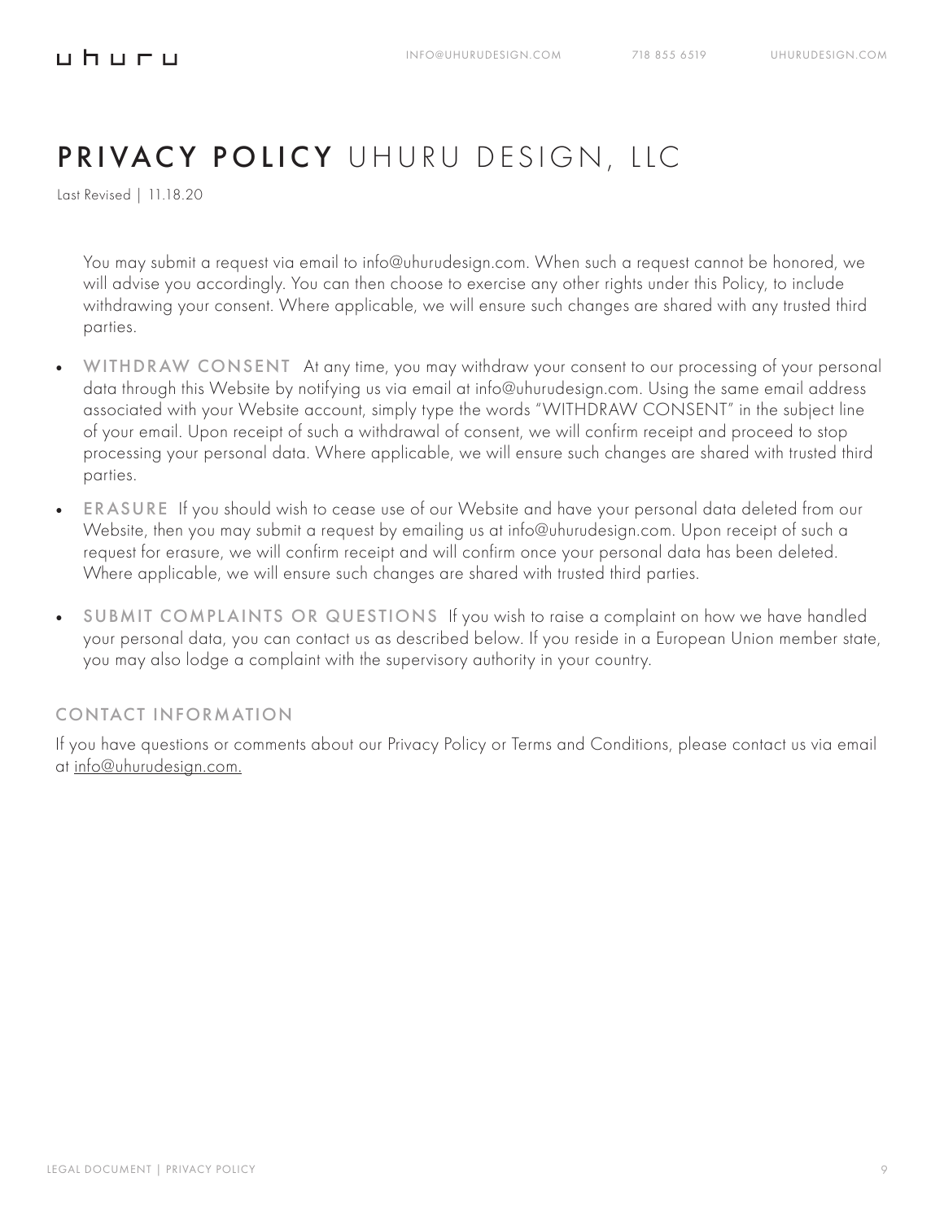# PRIVACY POLICY UHURU DESIGN, LLC

Last Revised | 11.18.20

You may submit a request via email to info@uhurudesign.com. When such a request cannot be honored, we will advise you accordingly. You can then choose to exercise any other rights under this Policy, to include withdrawing your consent. Where applicable, we will ensure such changes are shared with any trusted third parties.

- **WITHDRAW CONSENT** At any time, you may withdraw your consent to our processing of your personal data through this Website by notifying us via email at info@uhurudesign.com. Using the same email address associated with your Website account, simply type the words "WITHDRAW CONSENT" in the subject line of your email. Upon receipt of such a withdrawal of consent, we will confirm receipt and proceed to stop processing your personal data. Where applicable, we will ensure such changes are shared with trusted third parties.
- **ERASURE** If you should wish to cease use of our Website and have your personal data deleted from our Website, then you may submit a request by emailing us at info@uhurudesign.com. Upon receipt of such a request for erasure, we will confirm receipt and will confirm once your personal data has been deleted. Where applicable, we will ensure such changes are shared with trusted third parties.
- **SUBMIT COMPLAINTS OR QUESTIONS** If you wish to raise a complaint on how we have handled your personal data, you can contact us as described below. If you reside in a European Union member state, you may also lodge a complaint with the supervisory authority in your country.

## CONTACT INFORMATION

If you have questions or comments about our Privacy Policy or Terms and Conditions, please contact us via email at info@uhurudesign.com.